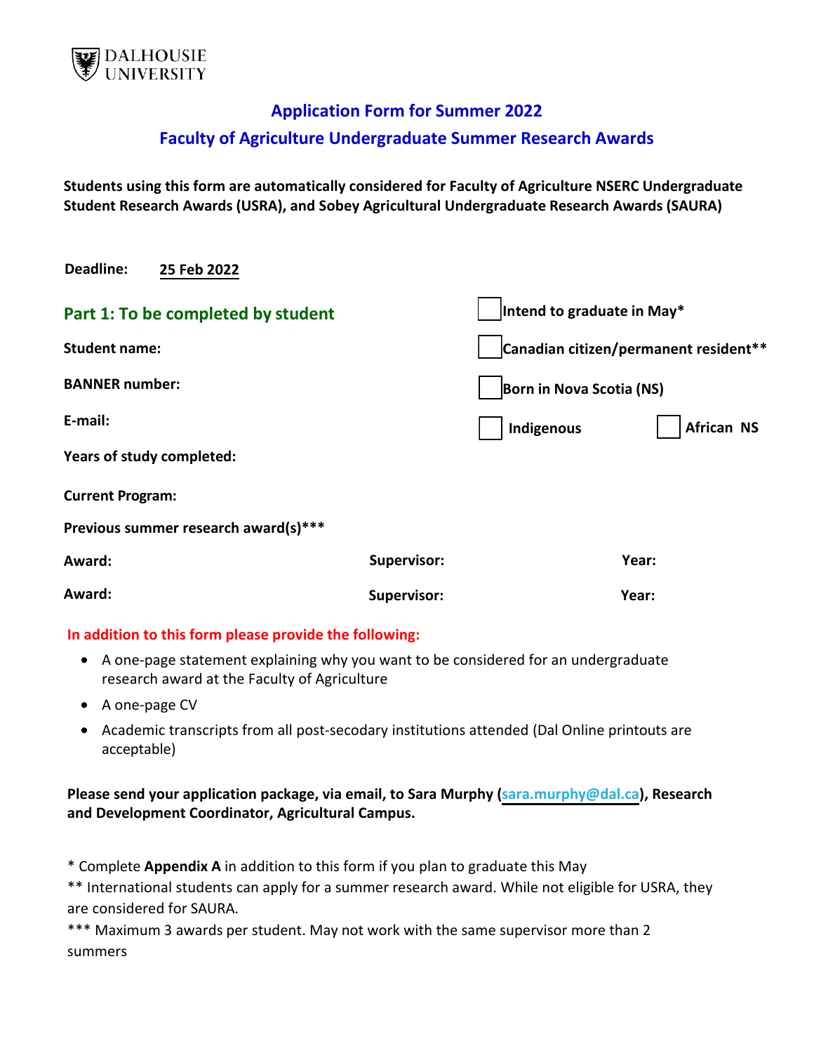DALHOUSIE UNIVERSITY

## Application Form for Summer 2022

## Faculty of Agriculture Undergraduate Summer Research Awards

**Students using this form are automatically considered for Faculty of Agriculture NSERC Undergraduate Student Research Awards (USRA), and Sobey Agricultural Undergraduate Research Awards (SAURA)**

**Deadline:** 25 Feb 2022

### Part 1: To be completed by student

- ☐ **Intend to graduate in May***
- ☐ **Canadian citizen/permanent resident****
- ☐ **Born in Nova Scotia (NS)**
- ☐ **Indigenous** ☐ **African NS**

**Student name:**

**BANNER number:**

**E-mail:**

**Years of study completed:**

**Current Program:**

**Previous summer research award(s)*****

| **Award:** | **Supervisor:** | **Year:** |
|---|---|---|
| **Award:** | **Supervisor:** | **Year:** |

**In addition to this form please provide the following:**

- A one-page statement explaining why you want to be considered for an undergraduate research award at the Faculty of Agriculture
- A one-page CV
- Academic transcripts from all post-secodary institutions attended (Dal Online printouts are acceptable)

**Please send your application package, via email, to Sara Murphy (sara.murphy@dal.ca), Research and Development Coordinator, Agricultural Campus.**

\* Complete **Appendix A** in addition to this form if you plan to graduate this May

** International students can apply for a summer research award. While not eligible for USRA, they are considered for SAURA.

*** Maximum 3 awards per student. May not work with the same supervisor more than 2 summers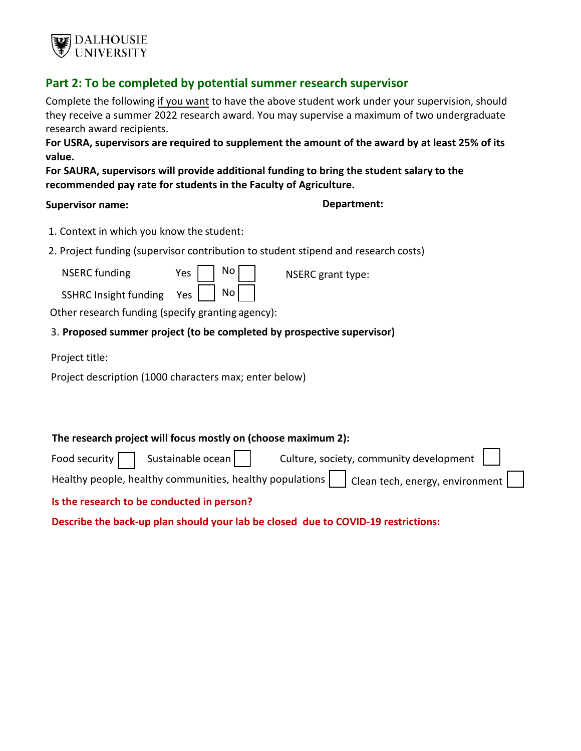DALHOUSIE UNIVERSITY

## Part 2: To be completed by potential summer research supervisor

Complete the following if you want to have the above student work under your supervision, should they receive a summer 2022 research award. You may supervise a maximum of two undergraduate research award recipients.

**For USRA, supervisors are required to supplement the amount of the award by at least 25% of its value.**

**For SAURA, supervisors will provide additional funding to bring the student salary to the recommended pay rate for students in the Faculty of Agriculture.**

**Supervisor name:** **Department:**

1. Context in which you know the student:
2. Project funding (supervisor contribution to student stipend and research costs)

NSERC funding Yes ☐ No ☐ NSERC grant type:

SSHRC Insight funding Yes ☐ No ☐

Other research funding (specify granting agency):

3. **Proposed summer project (to be completed by prospective supervisor)**

Project title:

Project description (1000 characters max; enter below)

**The research project will focus mostly on (choose maximum 2):**

Food security ☐ Sustainable ocean ☐ Culture, society, community development ☐

Healthy people, healthy communities, healthy populations ☐ Clean tech, energy, environment ☐

**Is the research to be conducted in person?**

**Describe the back-up plan should your lab be closed due to COVID-19 restrictions:**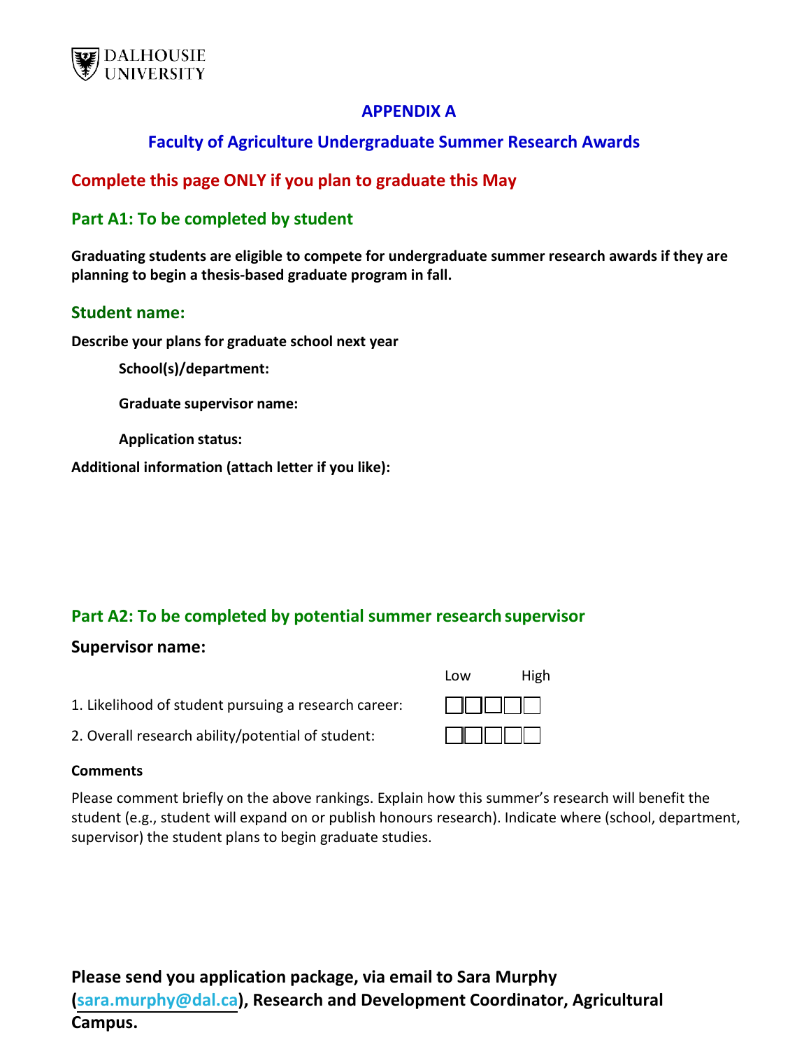DALHOUSIE UNIVERSITY

## APPENDIX A

## Faculty of Agriculture Undergraduate Summer Research Awards

## Complete this page ONLY if you plan to graduate this May

### Part A1: To be completed by student

**Graduating students are eligible to compete for undergraduate summer research awards if they are planning to begin a thesis-based graduate program in fall.**

### Student name:

**Describe your plans for graduate school next year**

**School(s)/department:**

**Graduate supervisor name:**

**Application status:**

**Additional information (attach letter if you like):**

### Part A2: To be completed by potential summer research supervisor

**Supervisor name:**

| | Low | | | | High |
|---|---|---|---|---|---|
| 1. Likelihood of student pursuing a research career: | ☐ | ☐ | ☐ | ☐ | ☐ |
| 2. Overall research ability/potential of student: | ☐ | ☐ | ☐ | ☐ | ☐ |

**Comments**

Please comment briefly on the above rankings. Explain how this summer's research will benefit the student (e.g., student will expand on or publish honours research). Indicate where (school, department, supervisor) the student plans to begin graduate studies.

**Please send you application package, via email to Sara Murphy (sara.murphy@dal.ca), Research and Development Coordinator, Agricultural Campus.**